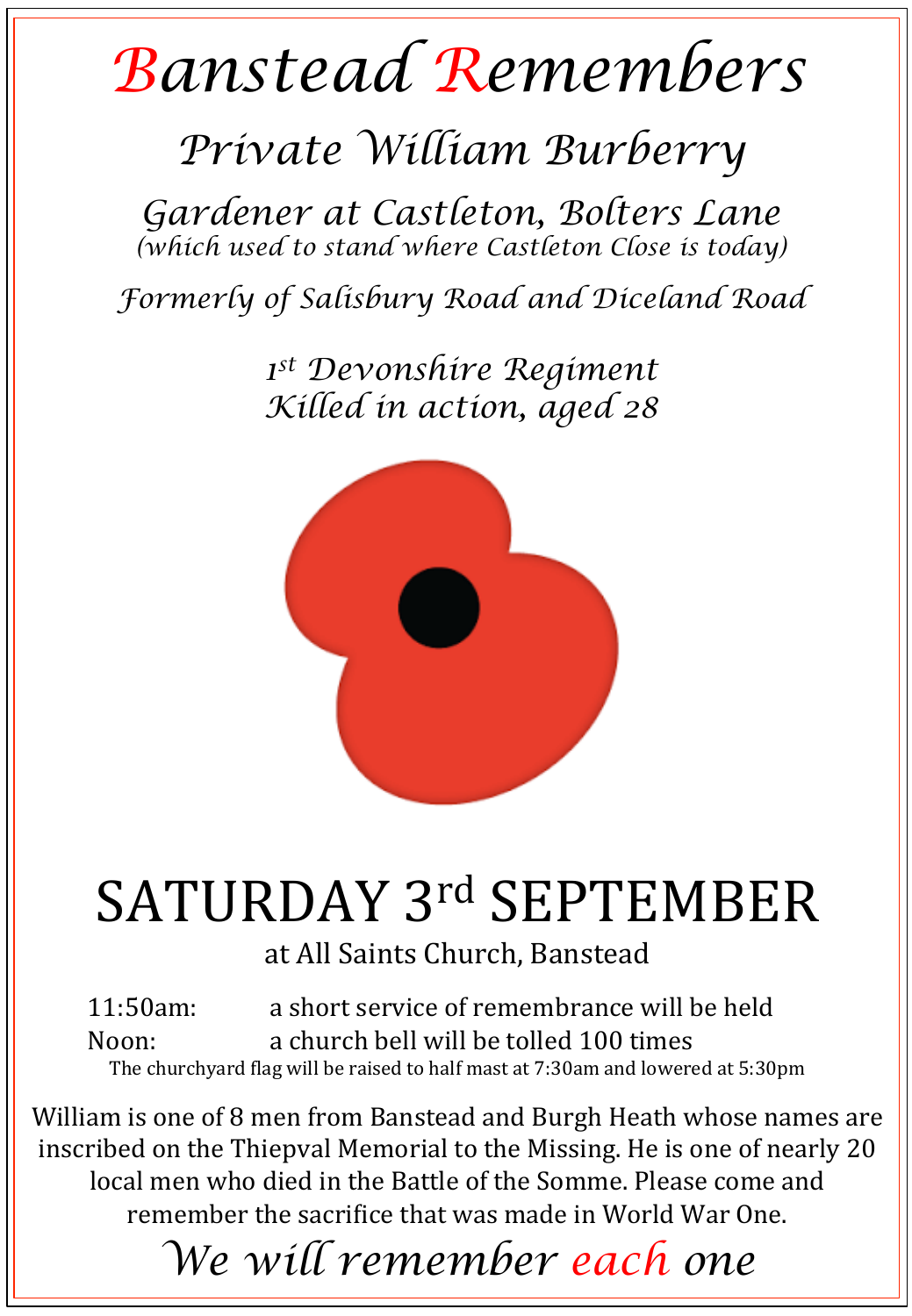# Banstead Remembers

## Private William Burberry

### Gardener at Castleton, Bolters Lane

*(which used to stand where Castleton Close is today)*

### Formerly of Salisbury Road and Diceland Road

### 1st Devonshire Regiment
### Killed in action, aged 28

# SATURDAY 3rd SEPTEMBER

at All Saints Church, Banstead

11:50am: a short service of remembrance will be held
Noon: a church bell will be tolled 100 times

The churchyard flag will be raised to half mast at 7:30am and lowered at 5:30pm

William is one of 8 men from Banstead and Burgh Heath whose names are inscribed on the Thiepval Memorial to the Missing. He is one of nearly 20 local men who died in the Battle of the Somme. Please come and remember the sacrifice that was made in World War One.

## *We will remember each one*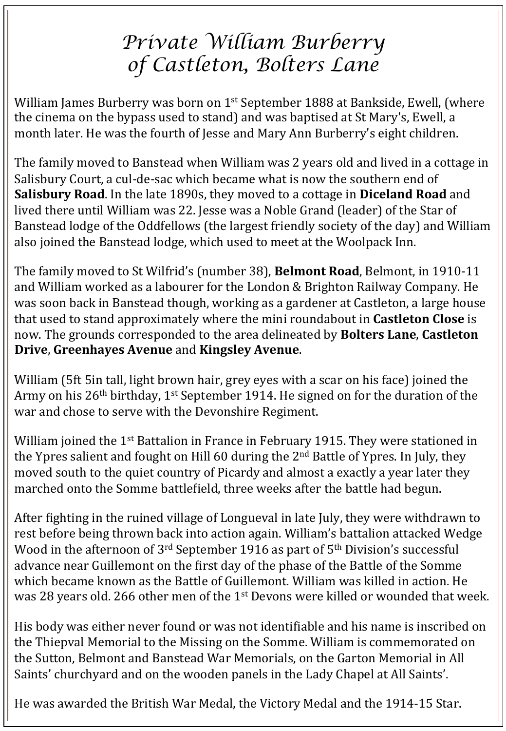# *Private William Burberry of Castleton, Bolters Lane*

William James Burberry was born on 1st September 1888 at Bankside, Ewell, (where the cinema on the bypass used to stand) and was baptised at St Mary's, Ewell, a month later. He was the fourth of Jesse and Mary Ann Burberry's eight children.

The family moved to Banstead when William was 2 years old and lived in a cottage in Salisbury Court, a cul-de-sac which became what is now the southern end of **Salisbury Road**. In the late 1890s, they moved to a cottage in **Diceland Road** and lived there until William was 22. Jesse was a Noble Grand (leader) of the Star of Banstead lodge of the Oddfellows (the largest friendly society of the day) and William also joined the Banstead lodge, which used to meet at the Woolpack Inn.

The family moved to St Wilfrid's (number 38), **Belmont Road**, Belmont, in 1910-11 and William worked as a labourer for the London & Brighton Railway Company. He was soon back in Banstead though, working as a gardener at Castleton, a large house that used to stand approximately where the mini roundabout in **Castleton Close** is now. The grounds corresponded to the area delineated by **Bolters Lane**, **Castleton Drive**, **Greenhayes Avenue** and **Kingsley Avenue**.

William (5ft 5in tall, light brown hair, grey eyes with a scar on his face) joined the Army on his 26th birthday, 1st September 1914. He signed on for the duration of the war and chose to serve with the Devonshire Regiment.

William joined the 1st Battalion in France in February 1915. They were stationed in the Ypres salient and fought on Hill 60 during the 2nd Battle of Ypres. In July, they moved south to the quiet country of Picardy and almost a exactly a year later they marched onto the Somme battlefield, three weeks after the battle had begun.

After fighting in the ruined village of Longueval in late July, they were withdrawn to rest before being thrown back into action again. William's battalion attacked Wedge Wood in the afternoon of 3rd September 1916 as part of 5th Division's successful advance near Guillemont on the first day of the phase of the Battle of the Somme which became known as the Battle of Guillemont. William was killed in action. He was 28 years old. 266 other men of the 1st Devons were killed or wounded that week.

His body was either never found or was not identifiable and his name is inscribed on the Thiepval Memorial to the Missing on the Somme. William is commemorated on the Sutton, Belmont and Banstead War Memorials, on the Garton Memorial in All Saints' churchyard and on the wooden panels in the Lady Chapel at All Saints'.

He was awarded the British War Medal, the Victory Medal and the 1914-15 Star.